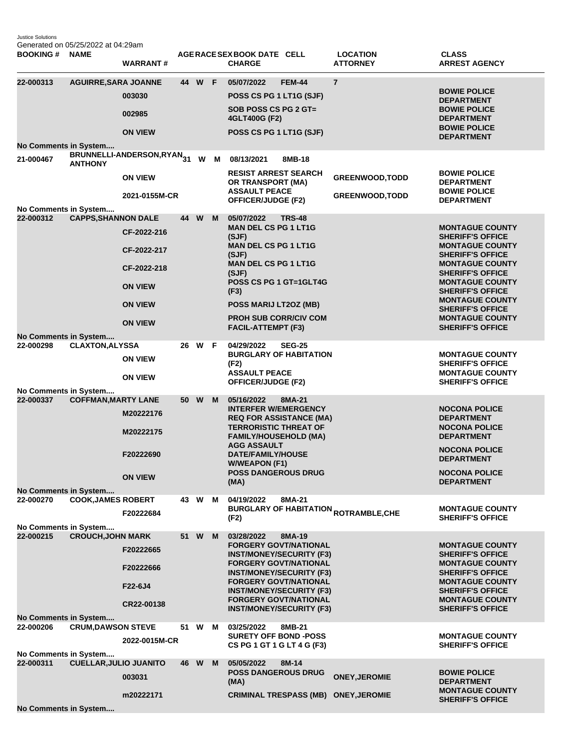Justice Solutions
Generated on 05/25/2022 at 04:29am

| BOOKING # | NAME | WARRANT # | AGE | RACE | SEX | BOOK DATE | CELL | CHARGE | LOCATION | ATTORNEY | CLASS | ARREST AGENCY |
|---|---|---|---|---|---|---|---|---|---|---|---|---|
| 22-000313 | AGUIRRE,SARA JOANNE | | 44 | W | F | 05/07/2022 | FEM-44 | | 7 | | | |
| | | 003030 | | | | | | POSS CS PG 1 LT1G (SJF) | | | | BOWIE POLICE DEPARTMENT |
| | | 002985 | | | | | | SOB POSS CS PG 2 GT= 4GLT400G (F2) | | | | BOWIE POLICE DEPARTMENT |
| | | ON VIEW | | | | | | POSS CS PG 1 LT1G (SJF) | | | | BOWIE POLICE DEPARTMENT |
| No Comments in System.... | | | | | | | | | | | | |
| 21-000467 | BRUNNELLI-ANDERSON,RYAN ANTHONY | | 31 | W | M | 08/13/2021 | 8MB-18 | | | | | |
| | | ON VIEW | | | | | | RESIST ARREST SEARCH OR TRANSPORT (MA) | | GREENWOOD,TODD | | BOWIE POLICE DEPARTMENT |
| | | 2021-0155M-CR | | | | | | ASSAULT PEACE OFFICER/JUDGE (F2) | | GREENWOOD,TODD | | BOWIE POLICE DEPARTMENT |
| No Comments in System.... | | | | | | | | | | | | |
| 22-000312 | CAPPS,SHANNON DALE | | 44 | W | M | 05/07/2022 | TRS-48 | | | | | |
| | | CF-2022-216 | | | | | | MAN DEL CS PG 1 LT1G (SJF) | | | | MONTAGUE COUNTY SHERIFF'S OFFICE |
| | | CF-2022-217 | | | | | | MAN DEL CS PG 1 LT1G (SJF) | | | | MONTAGUE COUNTY SHERIFF'S OFFICE |
| | | CF-2022-218 | | | | | | MAN DEL CS PG 1 LT1G (SJF) | | | | MONTAGUE COUNTY SHERIFF'S OFFICE |
| | | ON VIEW | | | | | | POSS CS PG 1 GT=1GLT4G (F3) | | | | MONTAGUE COUNTY SHERIFF'S OFFICE |
| | | ON VIEW | | | | | | POSS MARIJ LT2OZ (MB) | | | | MONTAGUE COUNTY SHERIFF'S OFFICE |
| | | ON VIEW | | | | | | PROH SUB CORR/CIV COM FACIL-ATTEMPT (F3) | | | | MONTAGUE COUNTY SHERIFF'S OFFICE |
| No Comments in System.... | | | | | | | | | | | | |
| 22-000298 | CLAXTON,ALYSSA | | 26 | W | F | 04/29/2022 | SEG-25 | | | | | |
| | | ON VIEW | | | | | | BURGLARY OF HABITATION (F2) | | | | MONTAGUE COUNTY SHERIFF'S OFFICE |
| | | ON VIEW | | | | | | ASSAULT PEACE OFFICER/JUDGE (F2) | | | | MONTAGUE COUNTY SHERIFF'S OFFICE |
| No Comments in System.... | | | | | | | | | | | | |
| 22-000337 | COFFMAN,MARTY LANE | | 50 | W | M | 05/16/2022 | 8MA-21 | | | | | |
| | | M20222176 | | | | | | INTERFER W/EMERGENCY REQ FOR ASSISTANCE (MA) | | | | NOCONA POLICE DEPARTMENT |
| | | M20222175 | | | | | | TERRORISTIC THREAT OF FAMILY/HOUSEHOLD (MA) | | | | NOCONA POLICE DEPARTMENT |
| | | F20222690 | | | | | | AGG ASSAULT DATE/FAMILY/HOUSE W/WEAPON (F1) | | | | NOCONA POLICE DEPARTMENT |
| | | ON VIEW | | | | | | POSS DANGEROUS DRUG (MA) | | | | NOCONA POLICE DEPARTMENT |
| No Comments in System.... | | | | | | | | | | | | |
| 22-000270 | COOK,JAMES ROBERT | | 43 | W | M | 04/19/2022 | 8MA-21 | | | | | |
| | | F20222684 | | | | | | BURGLARY OF HABITATION (F2) | | ROTRAMBLE,CHE | | MONTAGUE COUNTY SHERIFF'S OFFICE |
| No Comments in System.... | | | | | | | | | | | | |
| 22-000215 | CROUCH,JOHN MARK | | 51 | W | M | 03/28/2022 | 8MA-19 | | | | | |
| | | F20222665 | | | | | | FORGERY GOVT/NATIONAL INST/MONEY/SECURITY (F3) | | | | MONTAGUE COUNTY SHERIFF'S OFFICE |
| | | F20222666 | | | | | | FORGERY GOVT/NATIONAL INST/MONEY/SECURITY (F3) | | | | MONTAGUE COUNTY SHERIFF'S OFFICE |
| | | F22-6J4 | | | | | | FORGERY GOVT/NATIONAL INST/MONEY/SECURITY (F3) | | | | MONTAGUE COUNTY SHERIFF'S OFFICE |
| | | CR22-00138 | | | | | | FORGERY GOVT/NATIONAL INST/MONEY/SECURITY (F3) | | | | MONTAGUE COUNTY SHERIFF'S OFFICE |
| No Comments in System.... | | | | | | | | | | | | |
| 22-000206 | CRUM,DAWSON STEVE | | 51 | W | M | 03/25/2022 | 8MB-21 | | | | | |
| | | 2022-0015M-CR | | | | | | SURETY OFF BOND -POSS CS PG 1 GT 1 G LT 4 G (F3) | | | | MONTAGUE COUNTY SHERIFF'S OFFICE |
| No Comments in System.... | | | | | | | | | | | | |
| 22-000311 | CUELLAR,JULIO JUANITO | | 46 | W | M | 05/05/2022 | 8M-14 | | | | | |
| | | 003031 | | | | | | POSS DANGEROUS DRUG (MA) | | ONEY,JEROMIE | | BOWIE POLICE DEPARTMENT |
| | | m20222171 | | | | | | CRIMINAL TRESPASS (MB) | | ONEY,JEROMIE | | MONTAGUE COUNTY SHERIFF'S OFFICE |
| No Comments in System.... | | | | | | | | | | | | |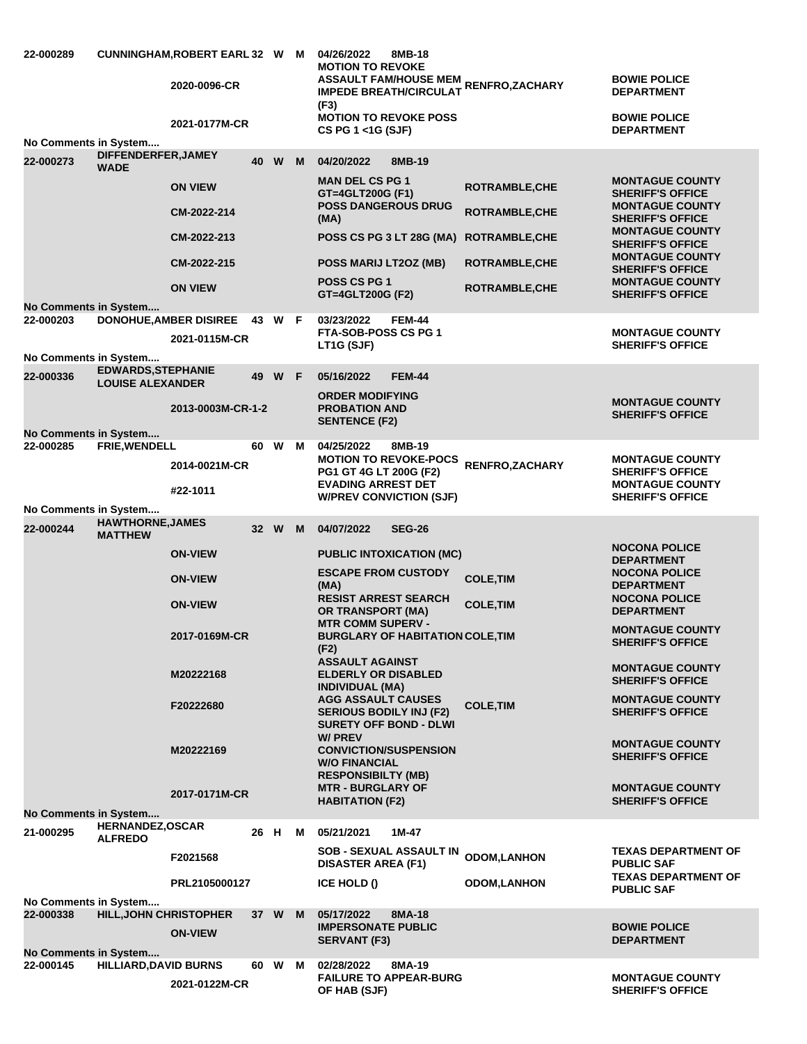| Booking # | Name / Cause # | Age | Race | Sex | Date / Charge | Officer | Agency |
|---|---|---|---|---|---|---|---|
| 22-000289 | CUNNINGHAM,ROBERT EARL | 32 | W | M | 04/26/2022 8MB-18 | | |
| | 2020-0096-CR | | | | MOTION TO REVOKE ASSAULT FAM/HOUSE MEM IMPEDE BREATH/CIRCULAT (F3) | RENFRO,ZACHARY | BOWIE POLICE DEPARTMENT |
| | 2021-0177M-CR | | | | MOTION TO REVOKE POSS CS PG 1 <1G (SJF) | | BOWIE POLICE DEPARTMENT |
| No Comments in System.... | | | | | | | |
| 22-000273 | DIFFENDERFER,JAMEY WADE | 40 | W | M | 04/20/2022 8MB-19 | | |
| | ON VIEW | | | | MAN DEL CS PG 1 GT=4GLT200G (F1) | ROTRAMBLE,CHE | MONTAGUE COUNTY SHERIFF'S OFFICE |
| | CM-2022-214 | | | | POSS DANGEROUS DRUG (MA) | ROTRAMBLE,CHE | MONTAGUE COUNTY SHERIFF'S OFFICE |
| | CM-2022-213 | | | | POSS CS PG 3 LT 28G (MA) | ROTRAMBLE,CHE | MONTAGUE COUNTY SHERIFF'S OFFICE |
| | CM-2022-215 | | | | POSS MARIJ LT2OZ (MB) | ROTRAMBLE,CHE | MONTAGUE COUNTY SHERIFF'S OFFICE |
| | ON VIEW | | | | POSS CS PG 1 GT=4GLT200G (F2) | ROTRAMBLE,CHE | MONTAGUE COUNTY SHERIFF'S OFFICE |
| No Comments in System.... | | | | | | | |
| 22-000203 | DONOHUE,AMBER DISIREE | 43 | W | F | 03/23/2022 FEM-44 | | |
| | 2021-0115M-CR | | | | FTA-SOB-POSS CS PG 1 LT1G (SJF) | | MONTAGUE COUNTY SHERIFF'S OFFICE |
| No Comments in System.... | | | | | | | |
| 22-000336 | EDWARDS,STEPHANIE LOUISE ALEXANDER | 49 | W | F | 05/16/2022 FEM-44 | | |
| | 2013-0003M-CR-1-2 | | | | ORDER MODIFYING PROBATION AND SENTENCE (F2) | | MONTAGUE COUNTY SHERIFF'S OFFICE |
| No Comments in System.... | | | | | | | |
| 22-000285 | FRIE,WENDELL | 60 | W | M | 04/25/2022 8MB-19 | | |
| | 2014-0021M-CR | | | | MOTION TO REVOKE-POCS PG1 GT 4G LT 200G (F2) | RENFRO,ZACHARY | MONTAGUE COUNTY SHERIFF'S OFFICE |
| | #22-1011 | | | | EVADING ARREST DET W/PREV CONVICTION (SJF) | | MONTAGUE COUNTY SHERIFF'S OFFICE |
| No Comments in System.... | | | | | | | |
| 22-000244 | HAWTHORNE,JAMES MATTHEW | 32 | W | M | 04/07/2022 SEG-26 | | |
| | ON-VIEW | | | | PUBLIC INTOXICATION (MC) | | NOCONA POLICE DEPARTMENT |
| | ON-VIEW | | | | ESCAPE FROM CUSTODY (MA) | COLE,TIM | NOCONA POLICE DEPARTMENT |
| | ON-VIEW | | | | RESIST ARREST SEARCH OR TRANSPORT (MA) | COLE,TIM | NOCONA POLICE DEPARTMENT |
| | 2017-0169M-CR | | | | MTR COMM SUPERV - BURGLARY OF HABITATION (F2) | COLE,TIM | MONTAGUE COUNTY SHERIFF'S OFFICE |
| | M20222168 | | | | ASSAULT AGAINST ELDERLY OR DISABLED INDIVIDUAL (MA) | | MONTAGUE COUNTY SHERIFF'S OFFICE |
| | F20222680 | | | | AGG ASSAULT CAUSES SERIOUS BODILY INJ (F2) | COLE,TIM | MONTAGUE COUNTY SHERIFF'S OFFICE |
| | M20222169 | | | | SURETY OFF BOND - DLWI W/ PREV CONVICTION/SUSPENSION W/O FINANCIAL RESPONSIBILTY (MB) | | MONTAGUE COUNTY SHERIFF'S OFFICE |
| | 2017-0171M-CR | | | | MTR - BURGLARY OF HABITATION (F2) | | MONTAGUE COUNTY SHERIFF'S OFFICE |
| No Comments in System.... | | | | | | | |
| 21-000295 | HERNANDEZ,OSCAR ALFREDO | 26 | H | M | 05/21/2021 1M-47 | | |
| | F2021568 | | | | SOB - SEXUAL ASSAULT IN DISASTER AREA (F1) | ODOM,LANHON | TEXAS DEPARTMENT OF PUBLIC SAF |
| | PRL2105000127 | | | | ICE HOLD () | ODOM,LANHON | TEXAS DEPARTMENT OF PUBLIC SAF |
| No Comments in System.... | | | | | | | |
| 22-000338 | HILL,JOHN CHRISTOPHER | 37 | W | M | 05/17/2022 8MA-18 | | |
| | ON-VIEW | | | | IMPERSONATE PUBLIC SERVANT (F3) | | BOWIE POLICE DEPARTMENT |
| No Comments in System.... | | | | | | | |
| 22-000145 | HILLIARD,DAVID BURNS | 60 | W | M | 02/28/2022 8MA-19 | | |
| | 2021-0122M-CR | | | | FAILURE TO APPEAR-BURG OF HAB (SJF) | | MONTAGUE COUNTY SHERIFF'S OFFICE |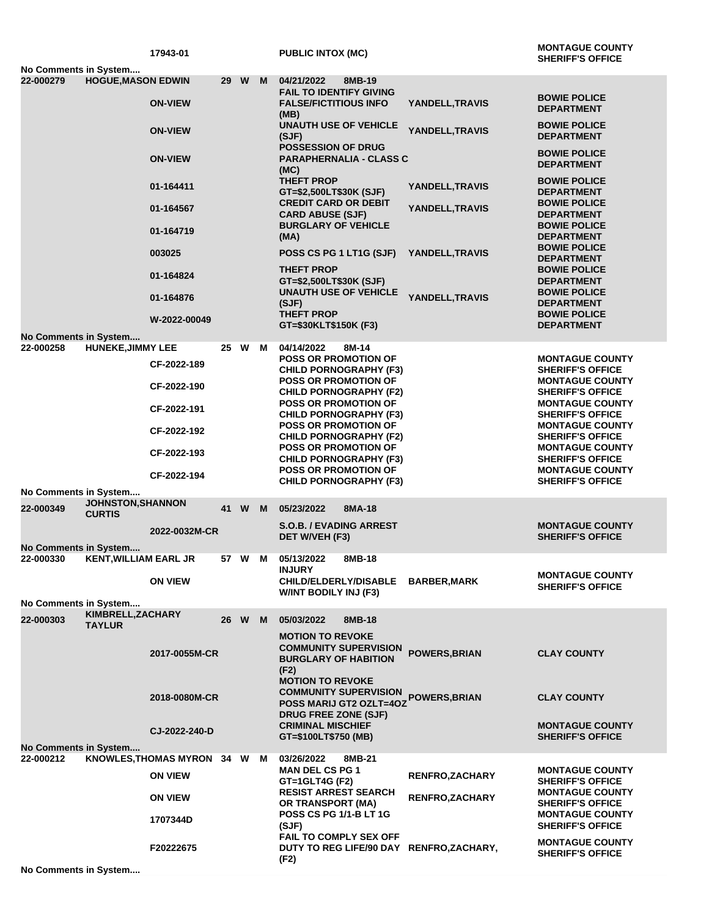| | | | | | | | | |
|---|---|---|---|---|---|---|---|---|
| | | 17943-01 | | | | PUBLIC INTOX (MC) | | MONTAGUE COUNTY SHERIFF'S OFFICE |
| No Comments in System.... | | | | | | | | |
| 22-000279 | HOGUE,MASON EDWIN | | 29 | W | M | 04/21/2022 8MB-19 | | |
| | | ON-VIEW | | | | FAIL TO IDENTIFY GIVING FALSE/FICTITIOUS INFO (MB) | YANDELL,TRAVIS | BOWIE POLICE DEPARTMENT |
| | | ON-VIEW | | | | UNAUTH USE OF VEHICLE (SJF) | YANDELL,TRAVIS | BOWIE POLICE DEPARTMENT |
| | | ON-VIEW | | | | POSSESSION OF DRUG PARAPHERNALIA - CLASS C (MC) | | BOWIE POLICE DEPARTMENT |
| | | 01-164411 | | | | THEFT PROP GT=$2,500LT$30K (SJF) | YANDELL,TRAVIS | BOWIE POLICE DEPARTMENT |
| | | 01-164567 | | | | CREDIT CARD OR DEBIT CARD ABUSE (SJF) | YANDELL,TRAVIS | BOWIE POLICE DEPARTMENT |
| | | 01-164719 | | | | BURGLARY OF VEHICLE (MA) | | BOWIE POLICE DEPARTMENT |
| | | 003025 | | | | POSS CS PG 1 LT1G (SJF) | YANDELL,TRAVIS | BOWIE POLICE DEPARTMENT |
| | | 01-164824 | | | | THEFT PROP GT=$2,500LT$30K (SJF) | | BOWIE POLICE DEPARTMENT |
| | | 01-164876 | | | | UNAUTH USE OF VEHICLE (SJF) | YANDELL,TRAVIS | BOWIE POLICE DEPARTMENT |
| | | W-2022-00049 | | | | THEFT PROP GT=$30KLT$150K (F3) | | BOWIE POLICE DEPARTMENT |
| No Comments in System.... | | | | | | | | |
| 22-000258 | HUNEKE,JIMMY LEE | | 25 | W | M | 04/14/2022 8M-14 | | |
| | | CF-2022-189 | | | | POSS OR PROMOTION OF CHILD PORNOGRAPHY (F3) | | MONTAGUE COUNTY SHERIFF'S OFFICE |
| | | CF-2022-190 | | | | POSS OR PROMOTION OF CHILD PORNOGRAPHY (F2) | | MONTAGUE COUNTY SHERIFF'S OFFICE |
| | | CF-2022-191 | | | | POSS OR PROMOTION OF CHILD PORNOGRAPHY (F3) | | MONTAGUE COUNTY SHERIFF'S OFFICE |
| | | CF-2022-192 | | | | POSS OR PROMOTION OF CHILD PORNOGRAPHY (F2) | | MONTAGUE COUNTY SHERIFF'S OFFICE |
| | | CF-2022-193 | | | | POSS OR PROMOTION OF CHILD PORNOGRAPHY (F3) | | MONTAGUE COUNTY SHERIFF'S OFFICE |
| | | CF-2022-194 | | | | POSS OR PROMOTION OF CHILD PORNOGRAPHY (F3) | | MONTAGUE COUNTY SHERIFF'S OFFICE |
| No Comments in System.... | | | | | | | | |
| 22-000349 | JOHNSTON,SHANNON CURTIS | | 41 | W | M | 05/23/2022 8MA-18 | | |
| | | 2022-0032M-CR | | | | S.O.B. / EVADING ARREST DET W/VEH (F3) | | MONTAGUE COUNTY SHERIFF'S OFFICE |
| No Comments in System.... | | | | | | | | |
| 22-000330 | KENT,WILLIAM EARL JR | | 57 | W | M | 05/13/2022 8MB-18 | | |
| | | ON VIEW | | | | INJURY CHILD/ELDERLY/DISABLE W/INT BODILY INJ (F3) | BARBER,MARK | MONTAGUE COUNTY SHERIFF'S OFFICE |
| No Comments in System.... | | | | | | | | |
| 22-000303 | KIMBRELL,ZACHARY TAYLUR | | 26 | W | M | 05/03/2022 8MB-18 | | |
| | | 2017-0055M-CR | | | | MOTION TO REVOKE COMMUNITY SUPERVISION BURGLARY OF HABITION (F2) | POWERS,BRIAN | CLAY COUNTY |
| | | 2018-0080M-CR | | | | MOTION TO REVOKE COMMUNITY SUPERVISION POSS MARIJ GT2 OZLT=4OZ DRUG FREE ZONE (SJF) | POWERS,BRIAN | CLAY COUNTY |
| | | CJ-2022-240-D | | | | CRIMINAL MISCHIEF GT=$100LT$750 (MB) | | MONTAGUE COUNTY SHERIFF'S OFFICE |
| No Comments in System.... | | | | | | | | |
| 22-000212 | KNOWLES,THOMAS MYRON | | 34 | W | M | 03/26/2022 8MB-21 | | |
| | | ON VIEW | | | | MAN DEL CS PG 1 GT=1GLT4G (F2) | RENFRO,ZACHARY | MONTAGUE COUNTY SHERIFF'S OFFICE |
| | | ON VIEW | | | | RESIST ARREST SEARCH OR TRANSPORT (MA) | RENFRO,ZACHARY | MONTAGUE COUNTY SHERIFF'S OFFICE |
| | | 1707344D | | | | POSS CS PG 1/1-B LT 1G (SJF) | | MONTAGUE COUNTY SHERIFF'S OFFICE |
| | | F20222675 | | | | FAIL TO COMPLY SEX OFF DUTY TO REG LIFE/90 DAY (F2) | RENFRO,ZACHARY, | MONTAGUE COUNTY SHERIFF'S OFFICE |
| No Comments in System.... | | | | | | | | |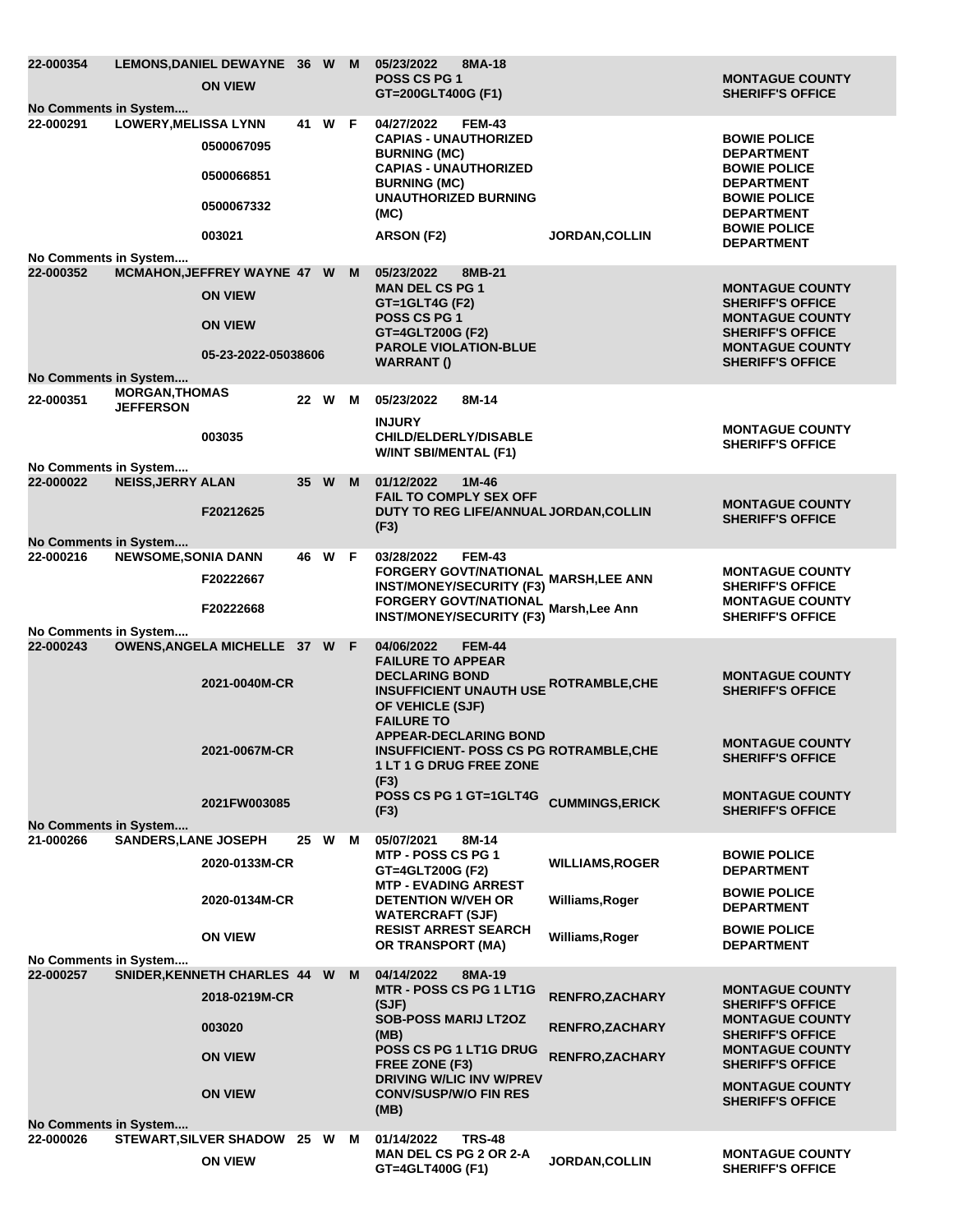| Case # | Name | Age | Race | Sex | Date / Warrant | Charge | Judge | Agency |
|---|---|---|---|---|---|---|---|---|
| 22-000354 | LEMONS,DANIEL DEWAYNE | 36 | W | M | 05/23/2022 8MA-18 | | | |
| | | | | | ON VIEW | POSS CS PG 1 GT=200GLT400G (F1) | | MONTAGUE COUNTY SHERIFF'S OFFICE |
| No Comments in System.... | | | | | | | | |
| 22-000291 | LOWERY,MELISSA LYNN | 41 | W | F | 04/27/2022 FEM-43 | | | |
| | | | | | 0500067095 | CAPIAS - UNAUTHORIZED BURNING (MC) | | BOWIE POLICE DEPARTMENT |
| | | | | | 0500066851 | CAPIAS - UNAUTHORIZED BURNING (MC) | | BOWIE POLICE DEPARTMENT |
| | | | | | 0500067332 | UNAUTHORIZED BURNING (MC) | | BOWIE POLICE DEPARTMENT |
| | | | | | 003021 | ARSON (F2) | JORDAN,COLLIN | BOWIE POLICE DEPARTMENT |
| No Comments in System.... | | | | | | | | |
| 22-000352 | MCMAHON,JEFFREY WAYNE | 47 | W | M | 05/23/2022 8MB-21 | | | |
| | | | | | ON VIEW | MAN DEL CS PG 1 GT=1GLT4G (F2) | | MONTAGUE COUNTY SHERIFF'S OFFICE |
| | | | | | ON VIEW | POSS CS PG 1 GT=4GLT200G (F2) | | MONTAGUE COUNTY SHERIFF'S OFFICE |
| | | | | | 05-23-2022-05038606 | PAROLE VIOLATION-BLUE WARRANT () | | MONTAGUE COUNTY SHERIFF'S OFFICE |
| No Comments in System.... | | | | | | | | |
| 22-000351 | MORGAN,THOMAS JEFFERSON | 22 | W | M | 05/23/2022 8M-14 | | | |
| | | | | | 003035 | INJURY CHILD/ELDERLY/DISABLE W/INT SBI/MENTAL (F1) | | MONTAGUE COUNTY SHERIFF'S OFFICE |
| No Comments in System.... | | | | | | | | |
| 22-000022 | NEISS,JERRY ALAN | 35 | W | M | 01/12/2022 1M-46 | | | |
| | | | | | F20212625 | FAIL TO COMPLY SEX OFF DUTY TO REG LIFE/ANNUAL (F3) | JORDAN,COLLIN | MONTAGUE COUNTY SHERIFF'S OFFICE |
| No Comments in System.... | | | | | | | | |
| 22-000216 | NEWSOME,SONIA DANN | 46 | W | F | 03/28/2022 FEM-43 | | | |
| | | | | | F20222667 | FORGERY GOVT/NATIONAL INST/MONEY/SECURITY (F3) | MARSH,LEE ANN | MONTAGUE COUNTY SHERIFF'S OFFICE |
| | | | | | F20222668 | FORGERY GOVT/NATIONAL INST/MONEY/SECURITY (F3) | Marsh,Lee Ann | MONTAGUE COUNTY SHERIFF'S OFFICE |
| No Comments in System.... | | | | | | | | |
| 22-000243 | OWENS,ANGELA MICHELLE | 37 | W | F | 04/06/2022 FEM-44 | | | |
| | | | | | 2021-0040M-CR | FAILURE TO APPEAR DECLARING BOND INSUFFICIENT UNAUTH USE OF VEHICLE (SJF) | ROTRAMBLE,CHE | MONTAGUE COUNTY SHERIFF'S OFFICE |
| | | | | | 2021-0067M-CR | FAILURE TO APPEAR-DECLARING BOND INSUFFICIENT- POSS CS PG 1 LT 1 G DRUG FREE ZONE (F3) | ROTRAMBLE,CHE | MONTAGUE COUNTY SHERIFF'S OFFICE |
| | | | | | 2021FW003085 | POSS CS PG 1 GT=1GLT4G (F3) | CUMMINGS,ERICK | MONTAGUE COUNTY SHERIFF'S OFFICE |
| No Comments in System.... | | | | | | | | |
| 21-000266 | SANDERS,LANE JOSEPH | 25 | W | M | 05/07/2021 8M-14 | | | |
| | | | | | 2020-0133M-CR | MTP - POSS CS PG 1 GT=4GLT200G (F2) | WILLIAMS,ROGER | BOWIE POLICE DEPARTMENT |
| | | | | | 2020-0134M-CR | MTP - EVADING ARREST DETENTION W/VEH OR WATERCRAFT (SJF) | Williams,Roger | BOWIE POLICE DEPARTMENT |
| | | | | | ON VIEW | RESIST ARREST SEARCH OR TRANSPORT (MA) | Williams,Roger | BOWIE POLICE DEPARTMENT |
| No Comments in System.... | | | | | | | | |
| 22-000257 | SNIDER,KENNETH CHARLES | 44 | W | M | 04/14/2022 8MA-19 | | | |
| | | | | | 2018-0219M-CR | MTR - POSS CS PG 1 LT1G (SJF) | RENFRO,ZACHARY | MONTAGUE COUNTY SHERIFF'S OFFICE |
| | | | | | 003020 | SOB-POSS MARIJ LT2OZ (MB) | RENFRO,ZACHARY | MONTAGUE COUNTY SHERIFF'S OFFICE |
| | | | | | ON VIEW | POSS CS PG 1 LT1G DRUG FREE ZONE (F3) | RENFRO,ZACHARY | MONTAGUE COUNTY SHERIFF'S OFFICE |
| | | | | | ON VIEW | DRIVING W/LIC INV W/PREV CONV/SUSP/W/O FIN RES (MB) | | MONTAGUE COUNTY SHERIFF'S OFFICE |
| No Comments in System.... | | | | | | | | |
| 22-000026 | STEWART,SILVER SHADOW | 25 | W | M | 01/14/2022 TRS-48 | | | |
| | | | | | ON VIEW | MAN DEL CS PG 2 OR 2-A GT=4GLT400G (F1) | JORDAN,COLLIN | MONTAGUE COUNTY SHERIFF'S OFFICE |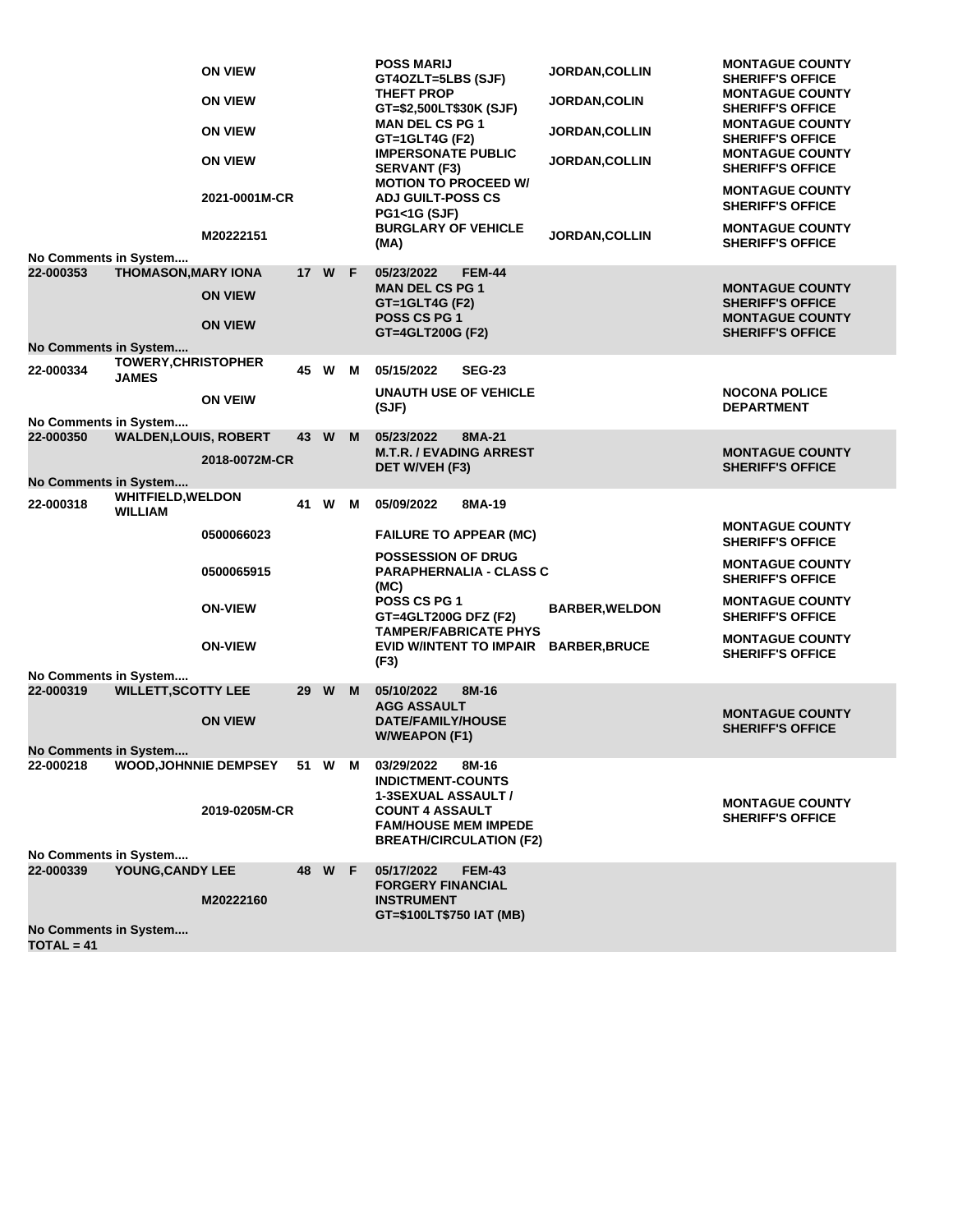| | | | | | | | | | |
|---|---|---|---|---|---|---|---|---|---|
| | | ON VIEW | | | | POSS MARIJ GT4OZLT=5LBS (SJF) | JORDAN,COLLIN | MONTAGUE COUNTY SHERIFF'S OFFICE |
| | | ON VIEW | | | | THEFT PROP GT=$2,500LT$30K (SJF) | JORDAN,COLIN | MONTAGUE COUNTY SHERIFF'S OFFICE |
| | | ON VIEW | | | | MAN DEL CS PG 1 GT=1GLT4G (F2) | JORDAN,COLLIN | MONTAGUE COUNTY SHERIFF'S OFFICE |
| | | ON VIEW | | | | IMPERSONATE PUBLIC SERVANT (F3) | JORDAN,COLLIN | MONTAGUE COUNTY SHERIFF'S OFFICE |
| | | 2021-0001M-CR | | | | MOTION TO PROCEED W/ ADJ GUILT-POSS CS PG1<1G (SJF) | | MONTAGUE COUNTY SHERIFF'S OFFICE |
| | | M20222151 | | | | BURGLARY OF VEHICLE (MA) | JORDAN,COLLIN | MONTAGUE COUNTY SHERIFF'S OFFICE |
| No Comments in System.... | | | | | | | | |
| 22-000353 | THOMASON,MARY IONA | | 17 | W | F | 05/23/2022 FEM-44 | | |
| | | ON VIEW | | | | MAN DEL CS PG 1 GT=1GLT4G (F2) | | MONTAGUE COUNTY SHERIFF'S OFFICE |
| | | ON VIEW | | | | POSS CS PG 1 GT=4GLT200G (F2) | | MONTAGUE COUNTY SHERIFF'S OFFICE |
| No Comments in System.... | | | | | | | | |
| 22-000334 | TOWERY,CHRISTOPHER JAMES | | 45 | W | M | 05/15/2022 SEG-23 | | |
| | | ON VEIW | | | | UNAUTH USE OF VEHICLE (SJF) | | NOCONA POLICE DEPARTMENT |
| No Comments in System.... | | | | | | | | |
| 22-000350 | WALDEN,LOUIS, ROBERT | | 43 | W | M | 05/23/2022 8MA-21 | | |
| | | 2018-0072M-CR | | | | M.T.R. / EVADING ARREST DET W/VEH (F3) | | MONTAGUE COUNTY SHERIFF'S OFFICE |
| No Comments in System.... | | | | | | | | |
| 22-000318 | WHITFIELD,WELDON WILLIAM | | 41 | W | M | 05/09/2022 8MA-19 | | |
| | | 0500066023 | | | | FAILURE TO APPEAR (MC) | | MONTAGUE COUNTY SHERIFF'S OFFICE |
| | | 0500065915 | | | | POSSESSION OF DRUG PARAPHERNALIA - CLASS C (MC) | | MONTAGUE COUNTY SHERIFF'S OFFICE |
| | | ON-VIEW | | | | POSS CS PG 1 GT=4GLT200G DFZ (F2) | BARBER,WELDON | MONTAGUE COUNTY SHERIFF'S OFFICE |
| | | ON-VIEW | | | | TAMPER/FABRICATE PHYS EVID W/INTENT TO IMPAIR (F3) | BARBER,BRUCE | MONTAGUE COUNTY SHERIFF'S OFFICE |
| No Comments in System.... | | | | | | | | |
| 22-000319 | WILLETT,SCOTTY LEE | | 29 | W | M | 05/10/2022 8M-16 | | |
| | | ON VIEW | | | | AGG ASSAULT DATE/FAMILY/HOUSE W/WEAPON (F1) | | MONTAGUE COUNTY SHERIFF'S OFFICE |
| No Comments in System.... | | | | | | | | |
| 22-000218 | WOOD,JOHNNIE DEMPSEY | | 51 | W | M | 03/29/2022 8M-16 | | |
| | | 2019-0205M-CR | | | | INDICTMENT-COUNTS 1-3SEXUAL ASSAULT / COUNT 4 ASSAULT FAM/HOUSE MEM IMPEDE BREATH/CIRCULATION (F2) | | MONTAGUE COUNTY SHERIFF'S OFFICE |
| No Comments in System.... | | | | | | | | |
| 22-000339 | YOUNG,CANDY LEE | | 48 | W | F | 05/17/2022 FEM-43 | | |
| | | M20222160 | | | | FORGERY FINANCIAL INSTRUMENT GT=$100LT$750 IAT (MB) | | |
| No Comments in System.... | | | | | | | | |

TOTAL = 41